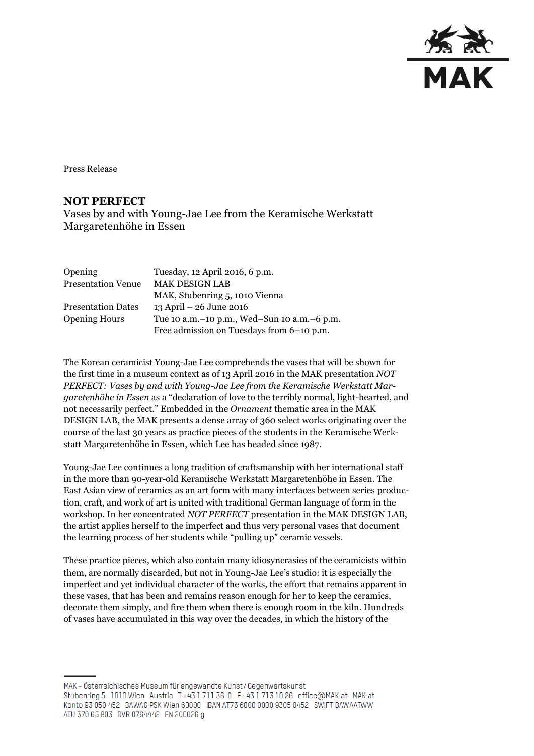Press Release

# NOT PERFECT

Vases by and with Young-Jae Lee from the Keramische Werkstatt Margaretenhöhe in Essen

| | |
|---|---|
| Opening | Tuesday, 12 April 2016, 6 p.m. |
| Presentation Venue | MAK DESIGN LAB<br>MAK, Stubenring 5, 1010 Vienna |
| Presentation Dates | 13 April – 26 June 2016 |
| Opening Hours | Tue 10 a.m.–10 p.m., Wed–Sun 10 a.m.–6 p.m.<br>Free admission on Tuesdays from 6–10 p.m. |

The Korean ceramicist Young-Jae Lee comprehends the vases that will be shown for the first time in a museum context as of 13 April 2016 in the MAK presentation *NOT PERFECT: Vases by and with Young-Jae Lee from the Keramische Werkstatt Margaretenhöhe in Essen* as a "declaration of love to the terribly normal, light-hearted, and not necessarily perfect." Embedded in the *Ornament* thematic area in the MAK DESIGN LAB, the MAK presents a dense array of 360 select works originating over the course of the last 30 years as practice pieces of the students in the Keramische Werkstatt Margaretenhöhe in Essen, which Lee has headed since 1987.

Young-Jae Lee continues a long tradition of craftsmanship with her international staff in the more than 90-year-old Keramische Werkstatt Margaretenhöhe in Essen. The East Asian view of ceramics as an art form with many interfaces between series production, craft, and work of art is united with traditional German language of form in the workshop. In her concentrated *NOT PERFECT* presentation in the MAK DESIGN LAB, the artist applies herself to the imperfect and thus very personal vases that document the learning process of her students while "pulling up" ceramic vessels.

These practice pieces, which also contain many idiosyncrasies of the ceramicists within them, are normally discarded, but not in Young-Jae Lee's studio: it is especially the imperfect and yet individual character of the works, the effort that remains apparent in these vases, that has been and remains reason enough for her to keep the ceramics, decorate them simply, and fire them when there is enough room in the kiln. Hundreds of vases have accumulated in this way over the decades, in which the history of the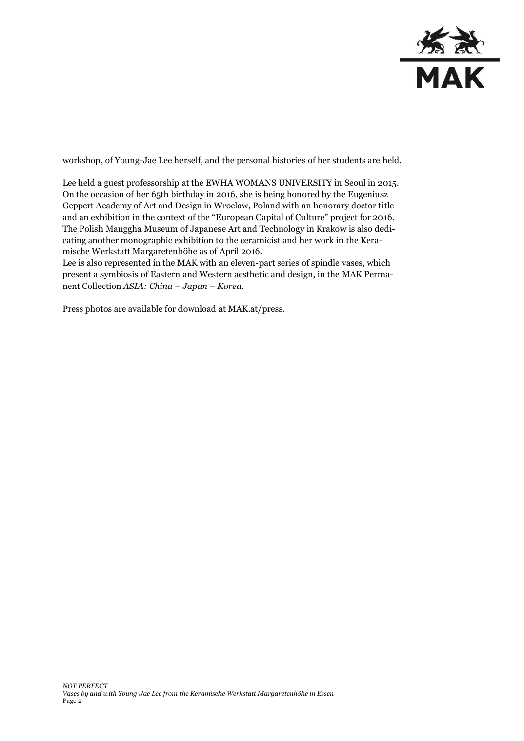workshop, of Young-Jae Lee herself, and the personal histories of her students are held.

Lee held a guest professorship at the EWHA WOMANS UNIVERSITY in Seoul in 2015. On the occasion of her 65th birthday in 2016, she is being honored by the Eugeniusz Geppert Academy of Art and Design in Wroclaw, Poland with an honorary doctor title and an exhibition in the context of the "European Capital of Culture" project for 2016. The Polish Manggha Museum of Japanese Art and Technology in Krakow is also dedicating another monographic exhibition to the ceramicist and her work in the Keramische Werkstatt Margaretenhöhe as of April 2016.
Lee is also represented in the MAK with an eleven-part series of spindle vases, which present a symbiosis of Eastern and Western aesthetic and design, in the MAK Permanent Collection *ASIA: China – Japan – Korea*.

Press photos are available for download at MAK.at/press.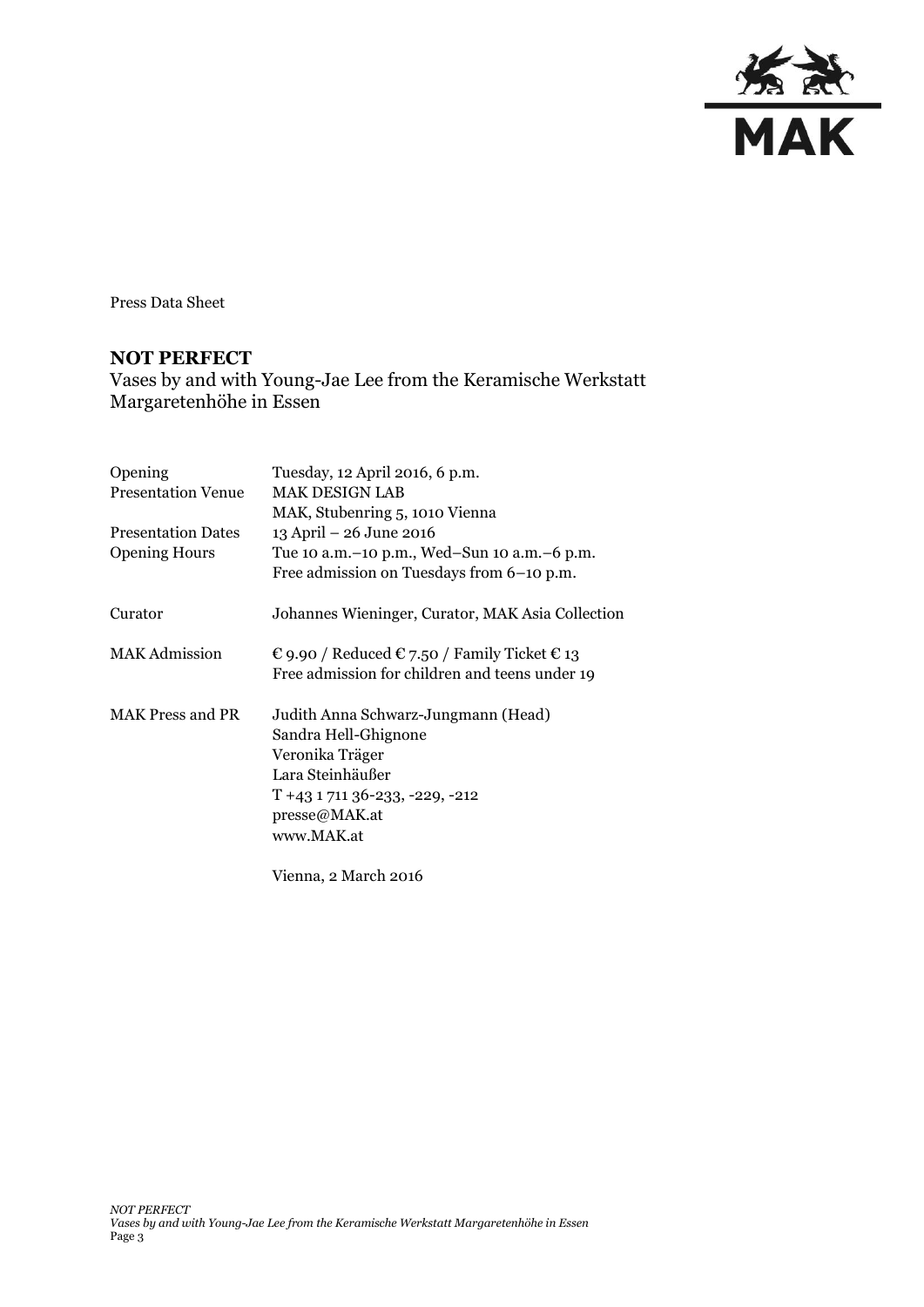Press Data Sheet

## NOT PERFECT

Vases by and with Young-Jae Lee from the Keramische Werkstatt Margaretenhöhe in Essen

| | |
|---|---|
| Opening | Tuesday, 12 April 2016, 6 p.m. |
| Presentation Venue | MAK DESIGN LAB<br>MAK, Stubenring 5, 1010 Vienna |
| Presentation Dates | 13 April – 26 June 2016 |
| Opening Hours | Tue 10 a.m.–10 p.m., Wed–Sun 10 a.m.–6 p.m.<br>Free admission on Tuesdays from 6–10 p.m. |
| Curator | Johannes Wieninger, Curator, MAK Asia Collection |
| MAK Admission | € 9.90 / Reduced € 7.50 / Family Ticket € 13<br>Free admission for children and teens under 19 |
| MAK Press and PR | Judith Anna Schwarz-Jungmann (Head)<br>Sandra Hell-Ghignone<br>Veronika Träger<br>Lara Steinhäußer<br>T +43 1 711 36-233, -229, -212<br>presse@MAK.at<br>www.MAK.at |

Vienna, 2 March 2016